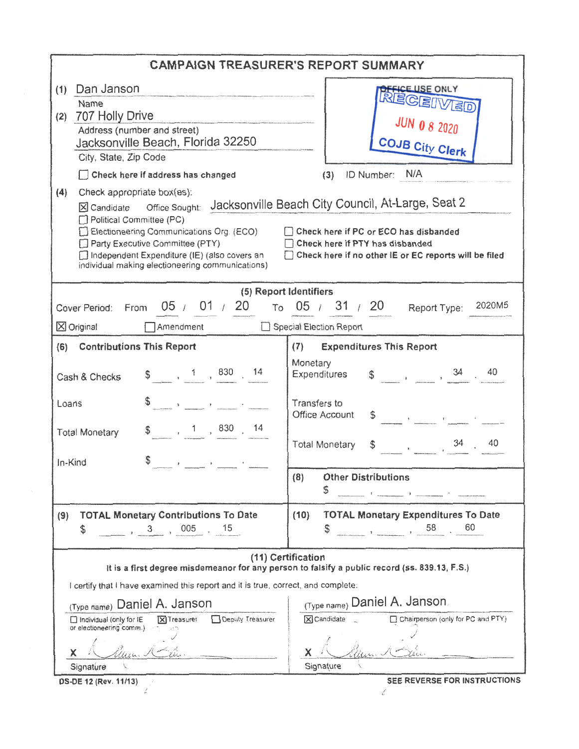# CAMPAIGN TREASURER'S REPORT SUMMARY

(1) Dan Janson
Name

(2) 707 Holly Drive
Address (number and street)
Jacksonville Beach, Florida 32250
City, State, Zip Code

☐ **Check here if address has changed**

OFFICE USE ONLY
RECEIVED
JUN 08 2020
COJB City Clerk

(3) ID Number: N/A

(4) Check appropriate box(es):

☒ Candidate Office Sought: Jacksonville Beach City Council, At-Large, Seat 2
☐ Political Committee (PC)
☐ Electioneering Communications Org. (ECO)
☐ Party Executive Committee (PTY)
☐ Independent Expenditure (IE) (also covers an individual making electioneering communications)

☐ **Check here if PC or ECO has disbanded**
☐ **Check here if PTY has disbanded**
☐ **Check here if no other IE or EC reports will be filed**

## (5) Report Identifiers

Cover Period: From 05 / 01 / 20 To 05 / 31 / 20 Report Type: 2020M5

☒ Original ☐ Amendment ☐ Special Election Report

| **(6) Contributions This Report** | | **(7) Expenditures This Report** | |
|---|---|---|---|
| Cash & Checks | $ 1,830.14 | Monetary Expenditures | $ 34.40 |
| Loans | $ | Transfers to Office Account | $ |
| Total Monetary | $ 1,830.14 | Total Monetary | $ 34.40 |
| In-Kind | $ | **(8) Other Distributions** | $ |

| **(9) TOTAL Monetary Contributions To Date** | **(10) TOTAL Monetary Expenditures To Date** |
|---|---|
| $ 3,005.15 | $ 58.60 |

## (11) Certification

**It is a first degree misdemeanor for any person to falsify a public record (ss. 839.13, F.S.)**

I certify that I have examined this report and it is true, correct, and complete:

(Type name) Daniel A. Janson
☐ Individual (only for IE or electioneering comm.) ☒ Treasurer ☐ Deputy Treasurer

X [signature]
Signature

(Type name) Daniel A. Janson
☒ Candidate ☐ Chairperson (only for PC and PTY)

X [signature]
Signature

DS-DE 12 (Rev. 11/13)

**SEE REVERSE FOR INSTRUCTIONS**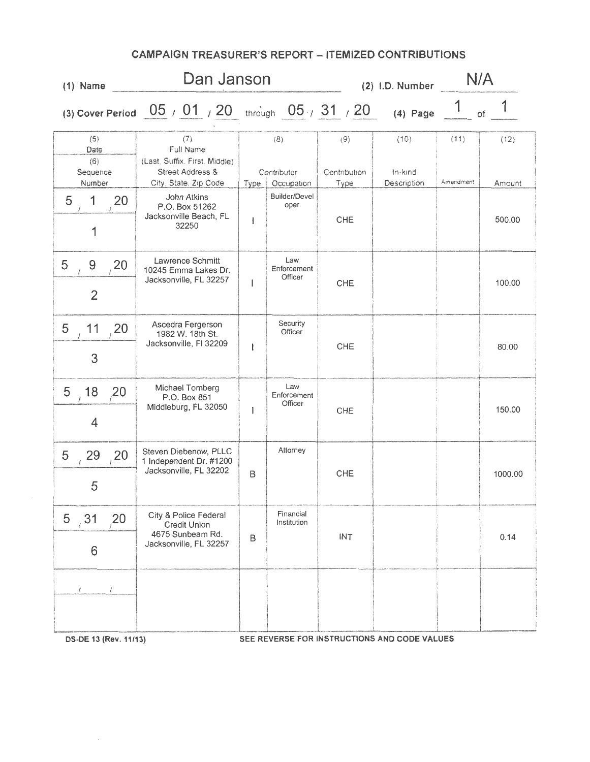# CAMPAIGN TREASURER'S REPORT – ITEMIZED CONTRIBUTIONS

**(1) Name** Dan Janson **(2) I.D. Number** N/A

**(3) Cover Period** 05 / 01 / 20 through 05 / 31 / 20 **(4) Page** 1 of 1

| (5) Date / (6) Sequence Number | (7) Full Name (Last, Suffix, First, Middle) Street Address & City, State, Zip Code | (8) Contributor Type | (8) Contributor Occupation | (9) Contribution Type | (10) In-kind Description | (11) Amendment | (12) Amount |
|---|---|---|---|---|---|---|---|
| 5 / 1 / 20<br>1 | John Atkins<br>P.O. Box 51262<br>Jacksonville Beach, FL 32250 | I | Builder/Developer | CHE | | | 500.00 |
| 5 / 9 / 20<br>2 | Lawrence Schmitt<br>10245 Emma Lakes Dr.<br>Jacksonville, FL 32257 | I | Law Enforcement Officer | CHE | | | 100.00 |
| 5 / 11 / 20<br>3 | Ascedra Fergerson<br>1982 W. 18th St.<br>Jacksonville, Fl 32209 | I | Security Officer | CHE | | | 80.00 |
| 5 / 18 / 20<br>4 | Michael Tomberg<br>P.O. Box 851<br>Middleburg, FL 32050 | I | Law Enforcement Officer | CHE | | | 150.00 |
| 5 / 29 / 20<br>5 | Steven Diebenow, PLLC<br>1 Independent Dr. #1200<br>Jacksonville, FL 32202 | B | Attorney | CHE | | | 1000.00 |
| 5 / 31 / 20<br>6 | City & Police Federal Credit Union<br>4675 Sunbeam Rd.<br>Jacksonville, FL 32257 | B | Financial Institution | INT | | | 0.14 |
| / / | | | | | | | |

DS-DE 13 (Rev. 11/13) SEE REVERSE FOR INSTRUCTIONS AND CODE VALUES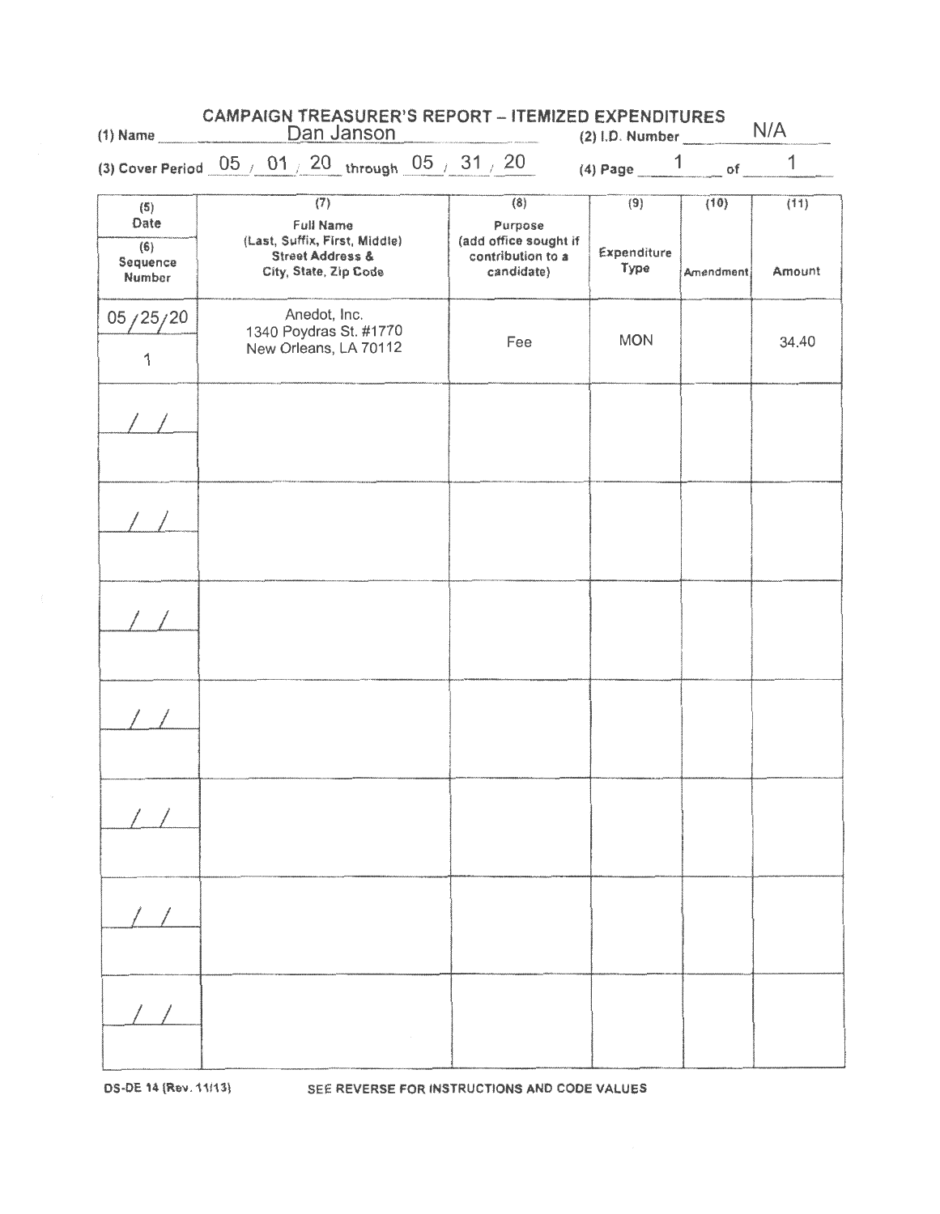# CAMPAIGN TREASURER'S REPORT – ITEMIZED EXPENDITURES

(1) Name Dan Janson (2) I.D. Number N/A

(3) Cover Period 05 / 01 / 20 through 05 / 31 / 20 (4) Page 1 of 1

| (5) Date / (6) Sequence Number | (7) Full Name (Last, Suffix, First, Middle) Street Address & City, State, Zip Code | (8) Purpose (add office sought if contribution to a candidate) | (9) Expenditure Type | (10) Amendment | (11) Amount |
|---|---|---|---|---|---|
| 05/25/20<br>1 | Anedot, Inc.<br>1340 Poydras St. #1770<br>New Orleans, LA 70112 | Fee | MON | | 34.40 |
| / / | | | | | |
| / / | | | | | |
| / / | | | | | |
| / / | | | | | |
| / / | | | | | |
| / / | | | | | |
| / / | | | | | |

DS-DE 14 (Rev. 11/13) SEE REVERSE FOR INSTRUCTIONS AND CODE VALUES